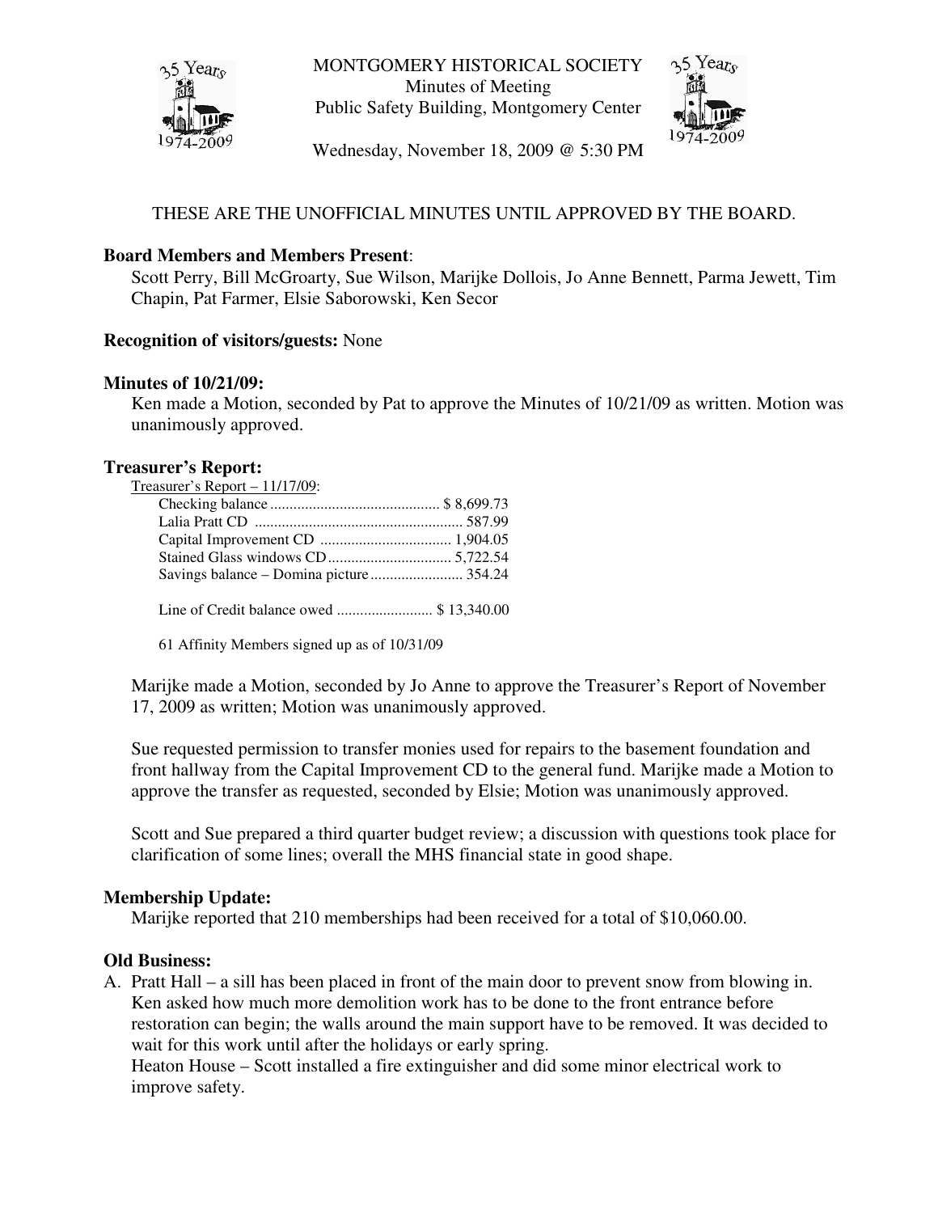# MONTGOMERY HISTORICAL SOCIETY

Minutes of Meeting

Public Safety Building, Montgomery Center

Wednesday, November 18, 2009 @ 5:30 PM

THESE ARE THE UNOFFICIAL MINUTES UNTIL APPROVED BY THE BOARD.

**Board Members and Members Present**:

Scott Perry, Bill McGroarty, Sue Wilson, Marijke Dollois, Jo Anne Bennett, Parma Jewett, Tim Chapin, Pat Farmer, Elsie Saborowski, Ken Secor

**Recognition of visitors/guests:** None

**Minutes of 10/21/09:**

Ken made a Motion, seconded by Pat to approve the Minutes of 10/21/09 as written. Motion was unanimously approved.

**Treasurer's Report:**

Treasurer's Report – 11/17/09:

| | |
|---|---|
| Checking balance | $ 8,699.73 |
| Lalia Pratt CD | 587.99 |
| Capital Improvement CD | 1,904.05 |
| Stained Glass windows CD | 5,722.54 |
| Savings balance – Domina picture | 354.24 |
| Line of Credit balance owed | $ 13,340.00 |

61 Affinity Members signed up as of 10/31/09

Marijke made a Motion, seconded by Jo Anne to approve the Treasurer's Report of November 17, 2009 as written; Motion was unanimously approved.

Sue requested permission to transfer monies used for repairs to the basement foundation and front hallway from the Capital Improvement CD to the general fund. Marijke made a Motion to approve the transfer as requested, seconded by Elsie; Motion was unanimously approved.

Scott and Sue prepared a third quarter budget review; a discussion with questions took place for clarification of some lines; overall the MHS financial state in good shape.

**Membership Update:**

Marijke reported that 210 memberships had been received for a total of $10,060.00.

**Old Business:**

A. Pratt Hall – a sill has been placed in front of the main door to prevent snow from blowing in. Ken asked how much more demolition work has to be done to the front entrance before restoration can begin; the walls around the main support have to be removed. It was decided to wait for this work until after the holidays or early spring.

   Heaton House – Scott installed a fire extinguisher and did some minor electrical work to improve safety.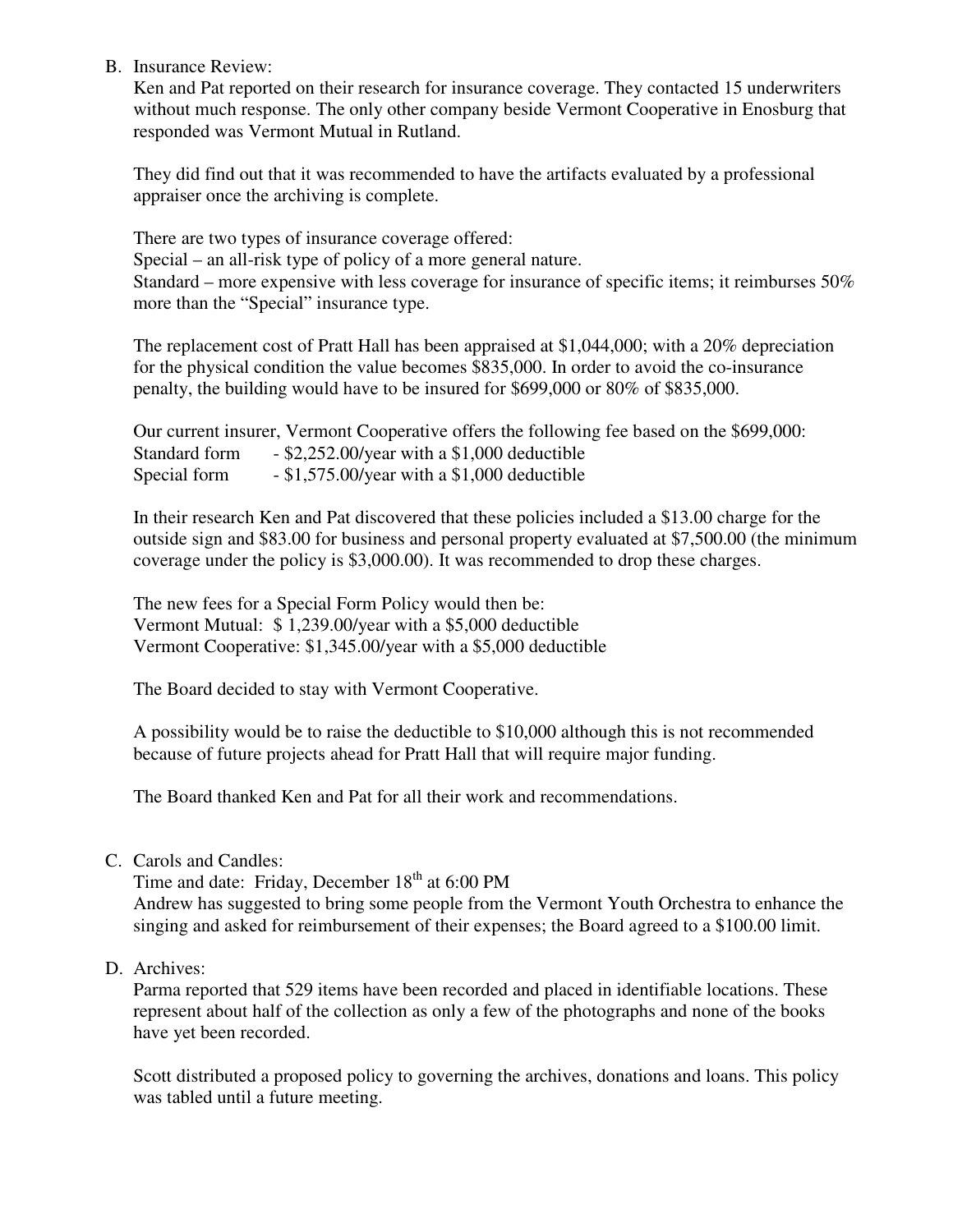B. Insurance Review:

Ken and Pat reported on their research for insurance coverage. They contacted 15 underwriters without much response. The only other company beside Vermont Cooperative in Enosburg that responded was Vermont Mutual in Rutland.

They did find out that it was recommended to have the artifacts evaluated by a professional appraiser once the archiving is complete.

There are two types of insurance coverage offered:
Special – an all-risk type of policy of a more general nature.
Standard – more expensive with less coverage for insurance of specific items; it reimburses 50% more than the "Special" insurance type.

The replacement cost of Pratt Hall has been appraised at $1,044,000; with a 20% depreciation for the physical condition the value becomes $835,000. In order to avoid the co-insurance penalty, the building would have to be insured for $699,000 or 80% of $835,000.

Our current insurer, Vermont Cooperative offers the following fee based on the $699,000:
Standard form - $2,252.00/year with a $1,000 deductible
Special form - $1,575.00/year with a $1,000 deductible

In their research Ken and Pat discovered that these policies included a $13.00 charge for the outside sign and $83.00 for business and personal property evaluated at $7,500.00 (the minimum coverage under the policy is $3,000.00). It was recommended to drop these charges.

The new fees for a Special Form Policy would then be:
Vermont Mutual: $ 1,239.00/year with a $5,000 deductible
Vermont Cooperative: $1,345.00/year with a $5,000 deductible

The Board decided to stay with Vermont Cooperative.

A possibility would be to raise the deductible to $10,000 although this is not recommended because of future projects ahead for Pratt Hall that will require major funding.

The Board thanked Ken and Pat for all their work and recommendations.

C. Carols and Candles:

Time and date: Friday, December 18th at 6:00 PM
Andrew has suggested to bring some people from the Vermont Youth Orchestra to enhance the singing and asked for reimbursement of their expenses; the Board agreed to a $100.00 limit.

D. Archives:

Parma reported that 529 items have been recorded and placed in identifiable locations. These represent about half of the collection as only a few of the photographs and none of the books have yet been recorded.

Scott distributed a proposed policy to governing the archives, donations and loans. This policy was tabled until a future meeting.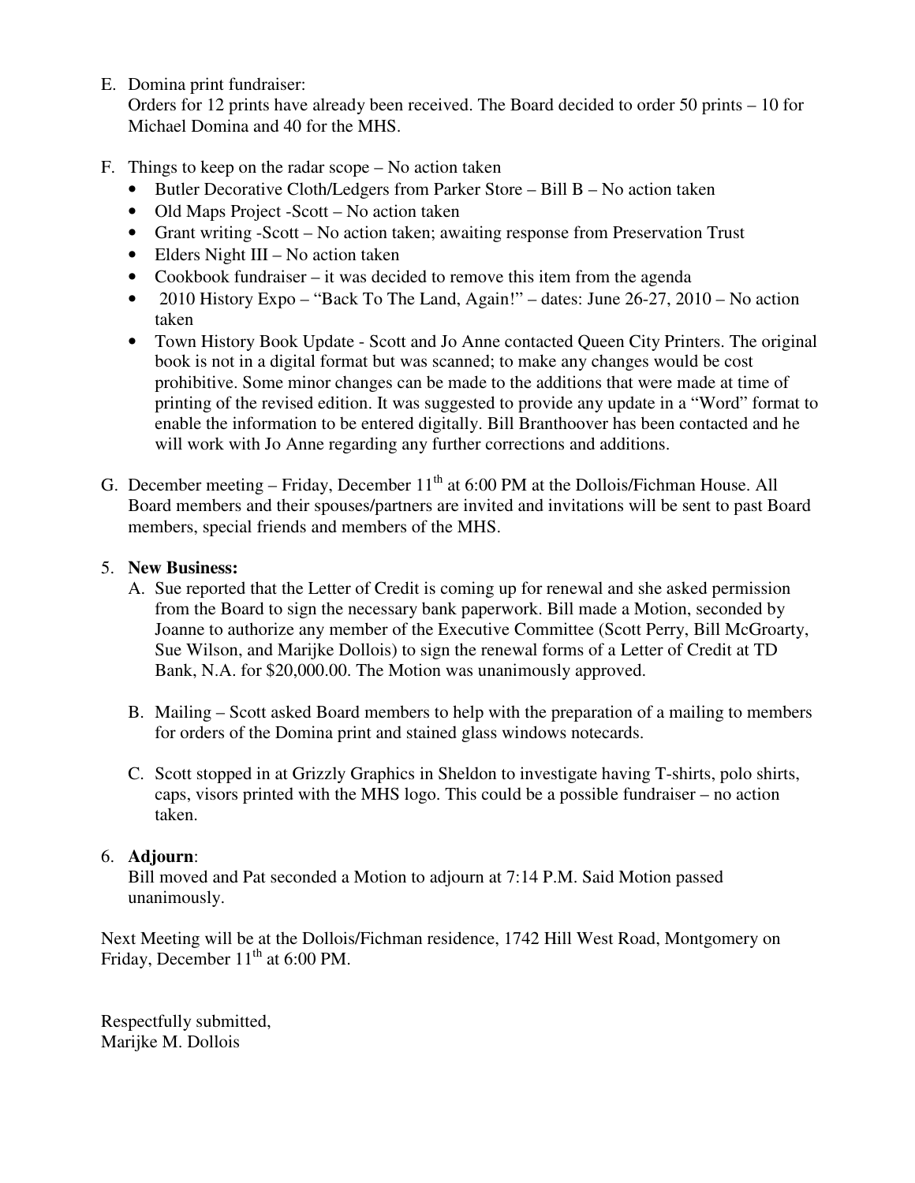E. Domina print fundraiser:
   Orders for 12 prints have already been received. The Board decided to order 50 prints – 10 for Michael Domina and 40 for the MHS.

F. Things to keep on the radar scope – No action taken
   - Butler Decorative Cloth/Ledgers from Parker Store – Bill B – No action taken
   - Old Maps Project -Scott – No action taken
   - Grant writing -Scott – No action taken; awaiting response from Preservation Trust
   - Elders Night III – No action taken
   - Cookbook fundraiser – it was decided to remove this item from the agenda
   - 2010 History Expo – "Back To The Land, Again!" – dates: June 26-27, 2010 – No action taken
   - Town History Book Update - Scott and Jo Anne contacted Queen City Printers. The original book is not in a digital format but was scanned; to make any changes would be cost prohibitive. Some minor changes can be made to the additions that were made at time of printing of the revised edition. It was suggested to provide any update in a "Word" format to enable the information to be entered digitally. Bill Branthoover has been contacted and he will work with Jo Anne regarding any further corrections and additions.

G. December meeting – Friday, December 11th at 6:00 PM at the Dollois/Fichman House. All Board members and their spouses/partners are invited and invitations will be sent to past Board members, special friends and members of the MHS.

5. **New Business:**
   A. Sue reported that the Letter of Credit is coming up for renewal and she asked permission from the Board to sign the necessary bank paperwork. Bill made a Motion, seconded by Joanne to authorize any member of the Executive Committee (Scott Perry, Bill McGroarty, Sue Wilson, and Marijke Dollois) to sign the renewal forms of a Letter of Credit at TD Bank, N.A. for $20,000.00. The Motion was unanimously approved.

   B. Mailing – Scott asked Board members to help with the preparation of a mailing to members for orders of the Domina print and stained glass windows notecards.

   C. Scott stopped in at Grizzly Graphics in Sheldon to investigate having T-shirts, polo shirts, caps, visors printed with the MHS logo. This could be a possible fundraiser – no action taken.

6. **Adjourn**:
   Bill moved and Pat seconded a Motion to adjourn at 7:14 P.M. Said Motion passed unanimously.

Next Meeting will be at the Dollois/Fichman residence, 1742 Hill West Road, Montgomery on Friday, December 11th at 6:00 PM.

Respectfully submitted,
Marijke M. Dollois